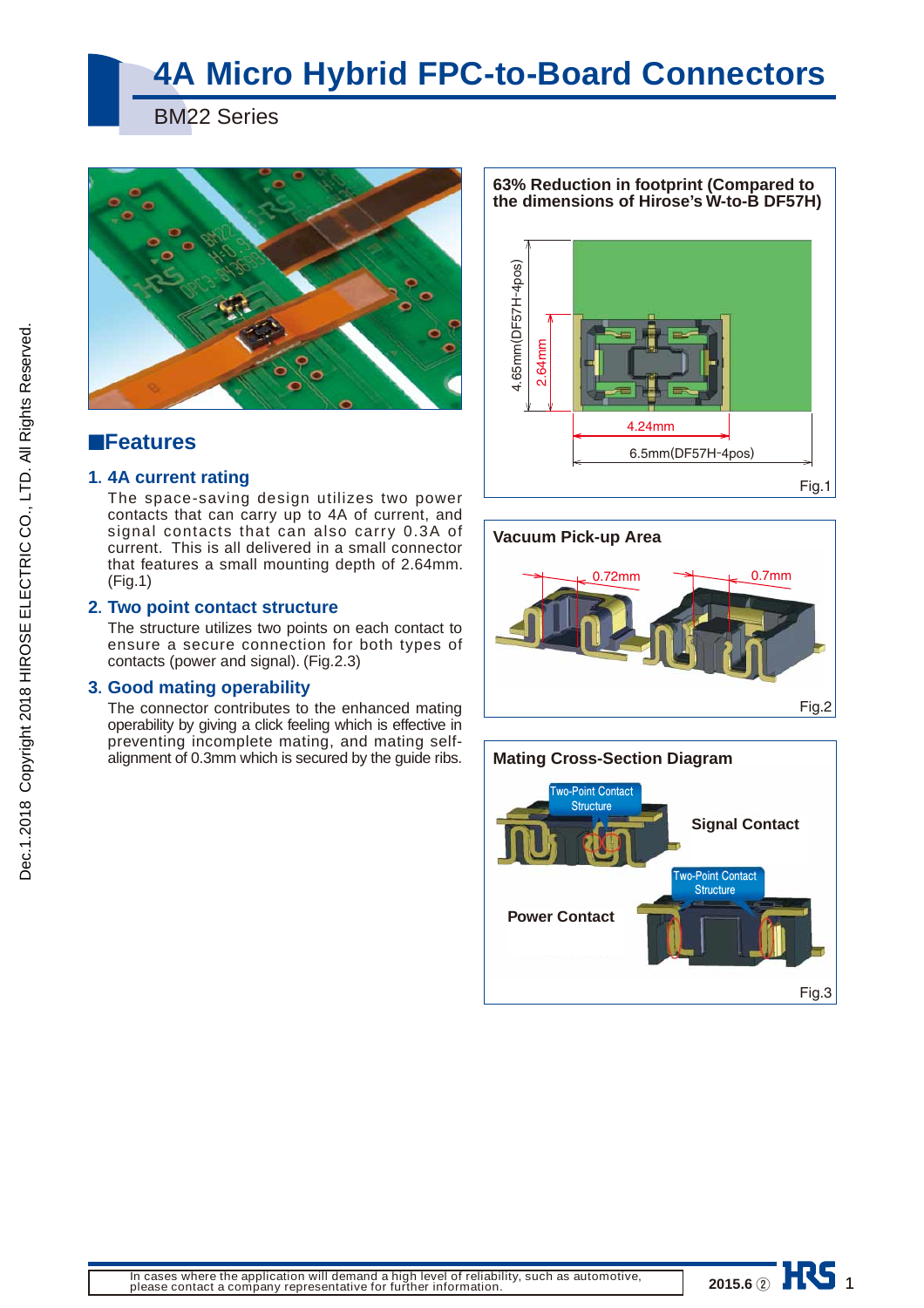# 4A Micro Hybrid FPC-to-Board Connectors

BM22 Series

## ■Features

### 1. 4A current rating

The space-saving design utilizes two power contacts that can carry up to 4A of current, and signal contacts that can also carry 0.3A of current. This is all delivered in a small connector that features a small mounting depth of 2.64mm. (Fig.1)

### 2. Two point contact structure

The structure utilizes two points on each contact to ensure a secure connection for both types of contacts (power and signal). (Fig.2.3)

### 3. Good mating operability

The connector contributes to the enhanced mating operability by giving a click feeling which is effective in preventing incomplete mating, and mating self-alignment of 0.3mm which is secured by the guide ribs.

**63% Reduction in footprint (Compared to the dimensions of Hirose's W-to-B DF57H)**

4.65mm(DF57H-4pos)
2.64mm
4.24mm
6.5mm(DF57H-4pos)

Fig.1

**Vacuum Pick-up Area**

0.72mm
0.7mm

Fig.2

**Mating Cross-Section Diagram**

Two-Point Contact Structure
Signal Contact
Two-Point Contact Structure
Power Contact

Fig.3

In cases where the application will demand a high level of reliability, such as automotive, please contact a company representative for further information.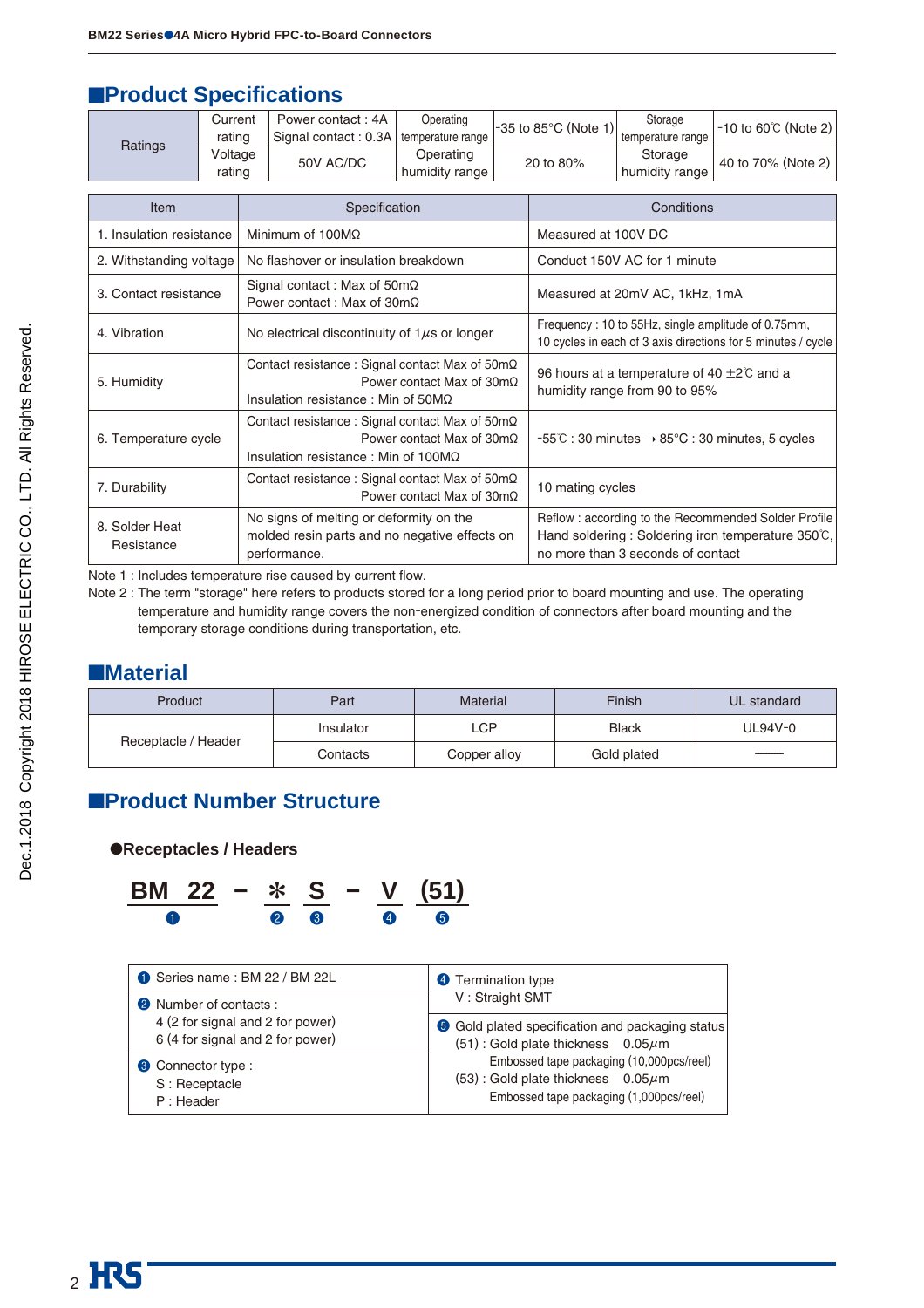## ■Product Specifications

| Ratings | Current rating | Power contact : 4A<br>Signal contact : 0.3A | Operating temperature range | -35 to 85°C (Note 1) | Storage temperature range | -10 to 60℃ (Note 2) |
|---|---|---|---|---|---|---|
| | Voltage rating | 50V AC/DC | Operating humidity range | 20 to 80% | Storage humidity range | 40 to 70% (Note 2) |

| Item | Specification | Conditions |
|---|---|---|
| 1. Insulation resistance | Minimum of 100MΩ | Measured at 100V DC |
| 2. Withstanding voltage | No flashover or insulation breakdown | Conduct 150V AC for 1 minute |
| 3. Contact resistance | Signal contact : Max of 50mΩ<br>Power contact : Max of 30mΩ | Measured at 20mV AC, 1kHz, 1mA |
| 4. Vibration | No electrical discontinuity of 1$\mu$s or longer | Frequency : 10 to 55Hz, single amplitude of 0.75mm, 10 cycles in each of 3 axis directions for 5 minutes / cycle |
| 5. Humidity | Contact resistance : Signal contact Max of 50mΩ<br>Power contact Max of 30mΩ<br>Insulation resistance : Min of 50MΩ | 96 hours at a temperature of 40 ±2℃ and a humidity range from 90 to 95% |
| 6. Temperature cycle | Contact resistance : Signal contact Max of 50mΩ<br>Power contact Max of 30mΩ<br>Insulation resistance : Min of 100MΩ | -55℃ : 30 minutes → 85°C : 30 minutes, 5 cycles |
| 7. Durability | Contact resistance : Signal contact Max of 50mΩ<br>Power contact Max of 30mΩ | 10 mating cycles |
| 8. Solder Heat Resistance | No signs of melting or deformity on the molded resin parts and no negative effects on performance. | Reflow : according to the Recommended Solder Profile<br>Hand soldering : Soldering iron temperature 350℃, no more than 3 seconds of contact |

Note 1 : Includes temperature rise caused by current flow.

Note 2 : The term "storage" here refers to products stored for a long period prior to board mounting and use. The operating temperature and humidity range covers the non-energized condition of connectors after board mounting and the temporary storage conditions during transportation, etc.

## ■Material

| Product | Part | Material | Finish | UL standard |
|---|---|---|---|---|
| Receptacle / Header | Insulator | LCP | Black | UL94V-0 |
| | Contacts | Copper alloy | Gold plated | —— |

## ■Product Number Structure

### ●Receptacles / Headers

**BM 22 − * S − V (51)**

❶ (BM 22) ❷ (*) ❸ (S) ❹ (V) ❺ (51)

| | |
|---|---|
| ❶ Series name : BM 22 / BM 22L | ❹ Termination type<br>V : Straight SMT |
| ❷ Number of contacts :<br>4 (2 for signal and 2 for power)<br>6 (4 for signal and 2 for power) | ❺ Gold plated specification and packaging status<br>(51) : Gold plate thickness 0.05$\mu$m<br>Embossed tape packaging (10,000pcs/reel)<br>(53) : Gold plate thickness 0.05$\mu$m<br>Embossed tape packaging (1,000pcs/reel) |
| ❸ Connector type :<br>S : Receptacle<br>P : Header | |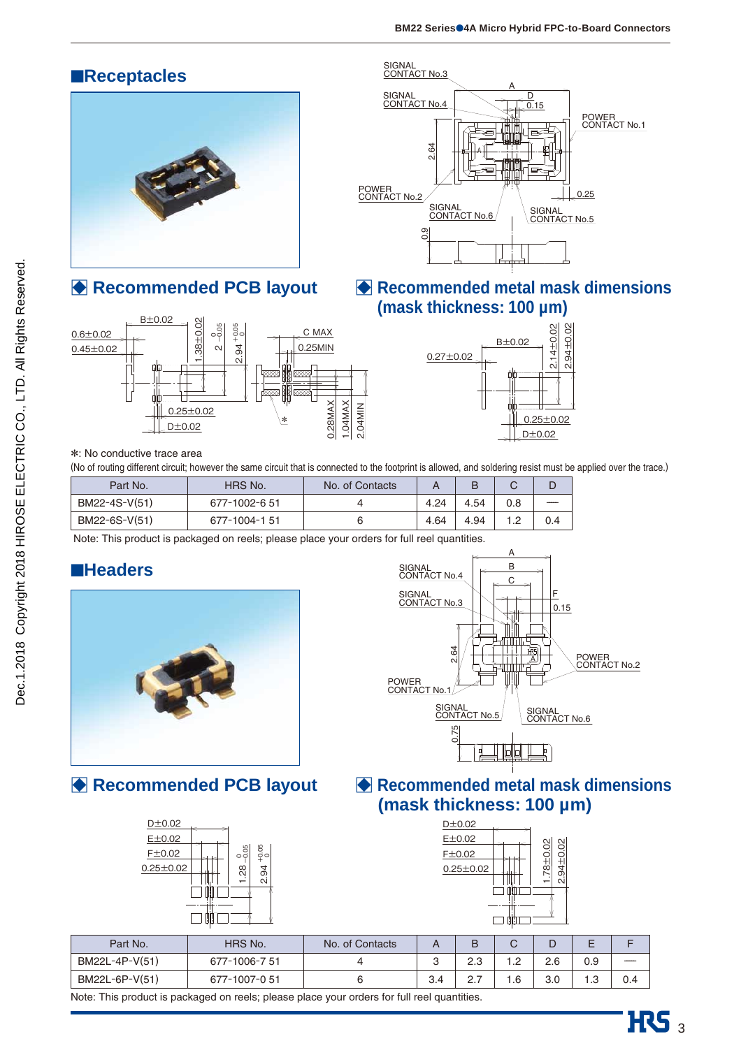## ■Receptacles

### ◆ Recommended PCB layout

### ◆ Recommended metal mask dimensions (mask thickness: 100 µm)

∗: No conductive trace area

(No of routing different circuit; however the same circuit that is connected to the footprint is allowed, and soldering resist must be applied over the trace.)

| Part No. | HRS No. | No. of Contacts | A | B | C | D |
|---|---|---|---|---|---|---|
| BM22-4S-V(51) | 677-1002-6 51 | 4 | 4.24 | 4.54 | 0.8 | — |
| BM22-6S-V(51) | 677-1004-1 51 | 6 | 4.64 | 4.94 | 1.2 | 0.4 |

Note: This product is packaged on reels; please place your orders for full reel quantities.

## ■Headers

### ◆ Recommended PCB layout

### ◆ Recommended metal mask dimensions (mask thickness: 100 µm)

| Part No. | HRS No. | No. of Contacts | A | B | C | D | E | F |
|---|---|---|---|---|---|---|---|---|
| BM22L-4P-V(51) | 677-1006-7 51 | 4 | 3 | 2.3 | 1.2 | 2.6 | 0.9 | — |
| BM22L-6P-V(51) | 677-1007-0 51 | 6 | 3.4 | 2.7 | 1.6 | 3.0 | 1.3 | 0.4 |

Note: This product is packaged on reels; please place your orders for full reel quantities.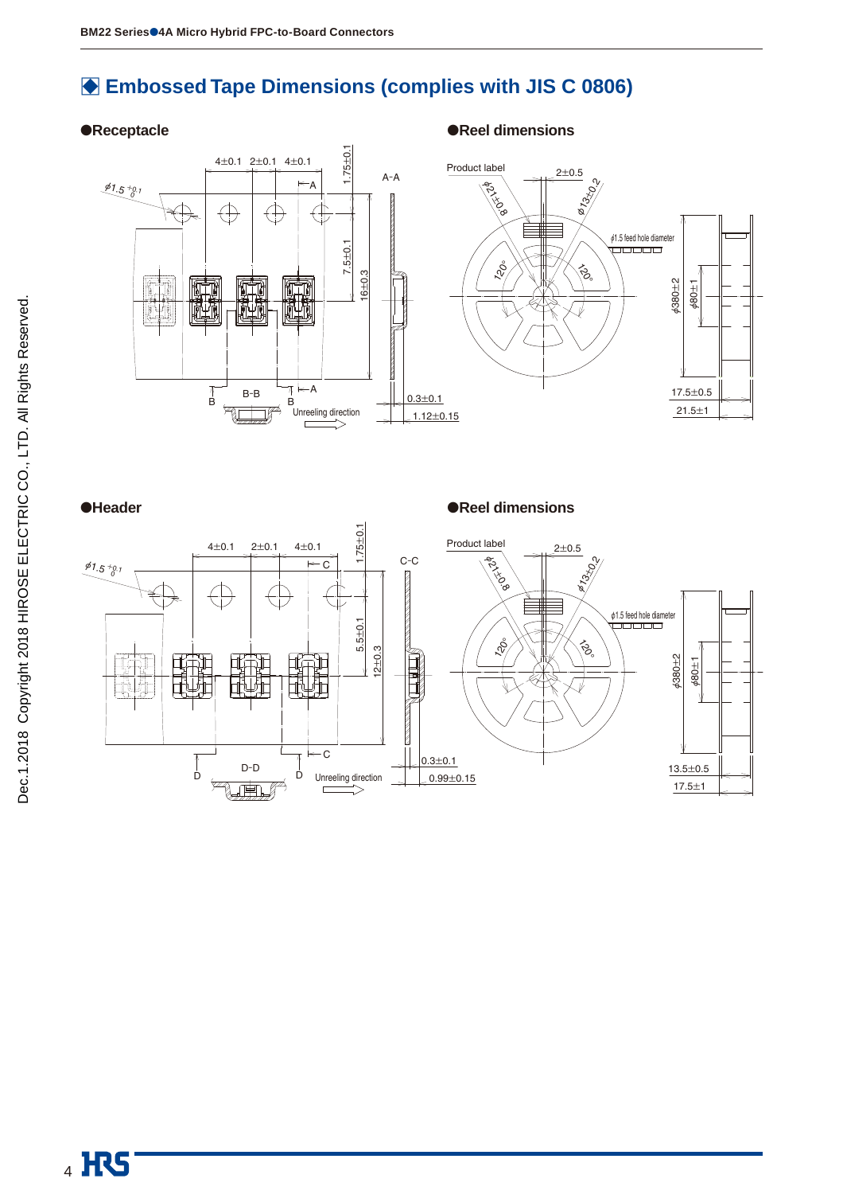## Embossed Tape Dimensions (complies with JIS C 0806)

### ●Receptacle

A-A

4±0.1 2±0.1 4±0.1 1.75±0.1

$\phi 1.5^{+0.1}_{0}$

7.5±0.1

16±0.3

B-B

Unreeling direction

0.3±0.1

1.12±0.15

### ●Reel dimensions

Product label

2±0.5

$\phi 21 \pm 0.8$

$\phi 13 \pm 0.2$

$\phi 1.5$ feed hole diameter

120°

$\phi 380 \pm 2$

$\phi 80 \pm 1$

17.5±0.5

21.5±1

### ●Header

C-C

4±0.1 2±0.1 4±0.1 1.75±0.1

$\phi 1.5^{+0.1}_{0}$

5.5±0.1

12±0.3

D-D

Unreeling direction

0.3±0.1

0.99±0.15

### ●Reel dimensions

Product label

2±0.5

$\phi 21 \pm 0.8$

$\phi 13 \pm 0.2$

$\phi 1.5$ feed hole diameter

120°

$\phi 380 \pm 2$

$\phi 80 \pm 1$

13.5±0.5

17.5±1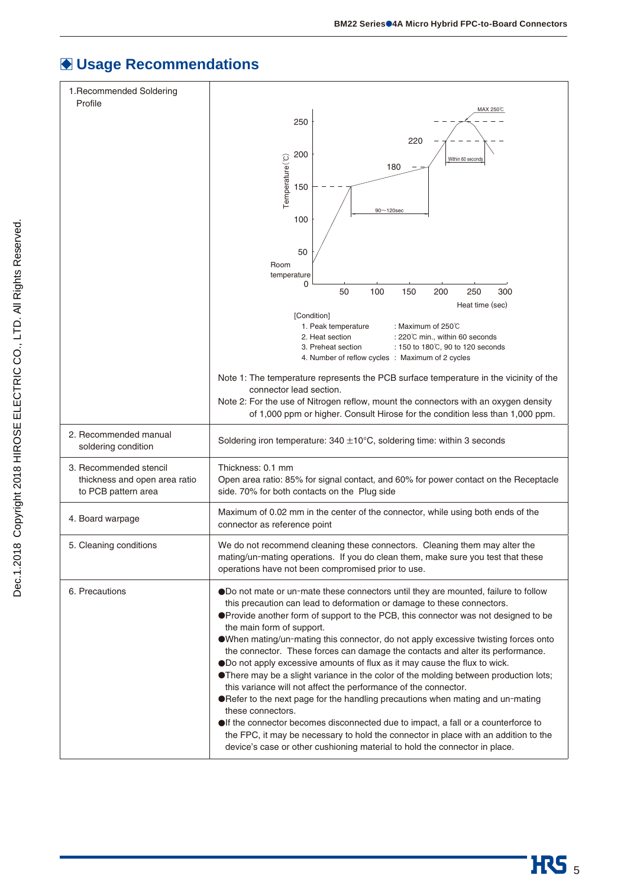## Usage Recommendations

| | |
|---|---|
| 1.Recommended Soldering Profile | [Condition]<br>1. Peak temperature : Maximum of 250℃<br>2. Heat section : 220℃ min., within 60 seconds<br>3. Preheat section : 150 to 180℃, 90 to 120 seconds<br>4. Number of reflow cycles : Maximum of 2 cycles<br><br>Note 1: The temperature represents the PCB surface temperature in the vicinity of the connector lead section.<br>Note 2: For the use of Nitrogen reflow, mount the connectors with an oxygen density of 1,000 ppm or higher. Consult Hirose for the condition less than 1,000 ppm. |
| 2. Recommended manual soldering condition | Soldering iron temperature: 340 ±10°C, soldering time: within 3 seconds |
| 3. Recommended stencil thickness and open area ratio to PCB pattern area | Thickness: 0.1 mm<br>Open area ratio: 85% for signal contact, and 60% for power contact on the Receptacle side. 70% for both contacts on the Plug side |
| 4. Board warpage | Maximum of 0.02 mm in the center of the connector, while using both ends of the connector as reference point |
| 5. Cleaning conditions | We do not recommend cleaning these connectors. Cleaning them may alter the mating/un-mating operations. If you do clean them, make sure you test that these operations have not been compromised prior to use. |
| 6. Precautions | ●Do not mate or un-mate these connectors until they are mounted, failure to follow this precaution can lead to deformation or damage to these connectors.<br>●Provide another form of support to the PCB, this connector was not designed to be the main form of support.<br>●When mating/un-mating this connector, do not apply excessive twisting forces onto the connector. These forces can damage the contacts and alter its performance.<br>●Do not apply excessive amounts of flux as it may cause the flux to wick.<br>●There may be a slight variance in the color of the molding between production lots; this variance will not affect the performance of the connector.<br>●Refer to the next page for the handling precautions when mating and un-mating these connectors.<br>●If the connector becomes disconnected due to impact, a fall or a counterforce to the FPC, it may be necessary to hold the connector in place with an addition to the device's case or other cushioning material to hold the connector in place. |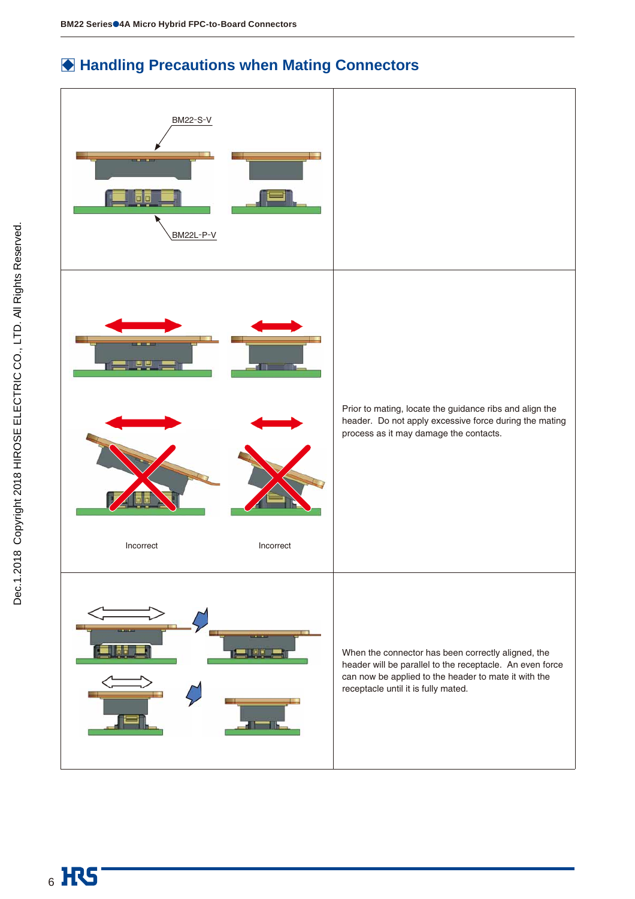## Handling Precautions when Mating Connectors

| | |
|---|---|
| BM22-S-V<br>BM22L-P-V | |
| Incorrect &nbsp;&nbsp;&nbsp; Incorrect | Prior to mating, locate the guidance ribs and align the header. Do not apply excessive force during the mating process as it may damage the contacts. |
| | When the connector has been correctly aligned, the header will be parallel to the receptacle. An even force can now be applied to the header to mate it with the receptacle until it is fully mated. |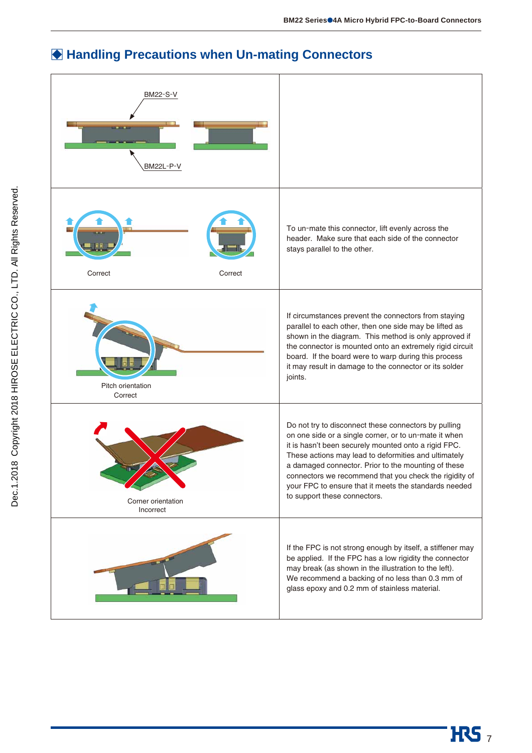## ◆ Handling Precautions when Un-mating Connectors

| | |
|---|---|
| BM22-S-V<br>BM22L-P-V | |
| Correct　　Correct | To un-mate this connector, lift evenly across the header. Make sure that each side of the connector stays parallel to the other. |
| Pitch orientation<br>Correct | If circumstances prevent the connectors from staying parallel to each other, then one side may be lifted as shown in the diagram. This method is only approved if the connector is mounted onto an extremely rigid circuit board. If the board were to warp during this process it may result in damage to the connector or its solder joints. |
| Corner orientation<br>Incorrect | Do not try to disconnect these connectors by pulling on one side or a single corner, or to un-mate it when it is hasn't been securely mounted onto a rigid FPC. These actions may lead to deformities and ultimately a damaged connector. Prior to the mounting of these connectors we recommend that you check the rigidity of your FPC to ensure that it meets the standards needed to support these connectors. |
| | If the FPC is not strong enough by itself, a stiffener may be applied. If the FPC has a low rigidity the connector may break (as shown in the illustration to the left). We recommend a backing of no less than 0.3 mm of glass epoxy and 0.2 mm of stainless material. |

Dec.1.2018 Copyright 2018 HIROSE ELECTRIC CO., LTD. All Rights Reserved.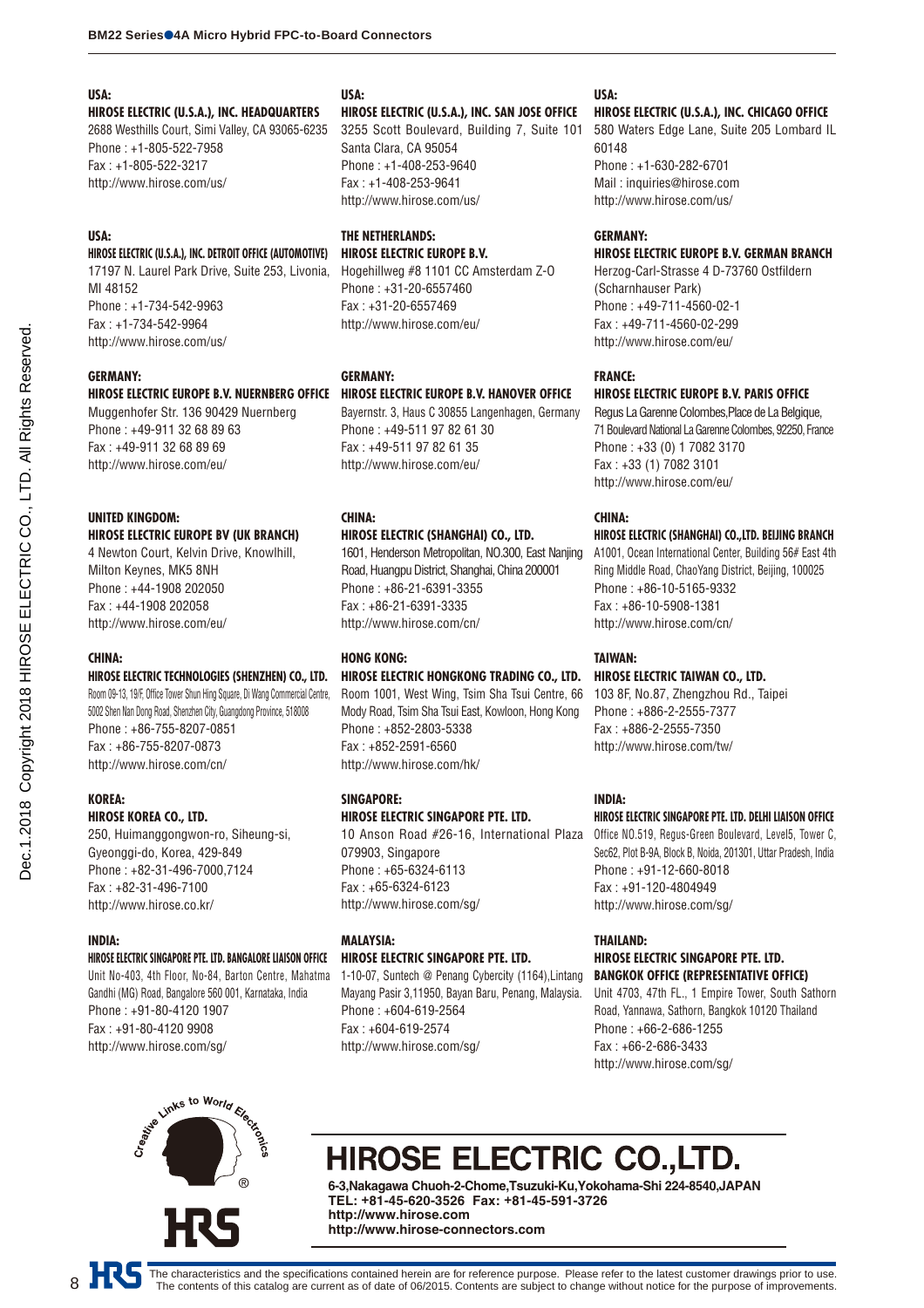**USA:**
**HIROSE ELECTRIC (U.S.A.), INC. HEADQUARTERS**
2688 Westhills Court, Simi Valley, CA 93065-6235
Phone : +1-805-522-7958
Fax : +1-805-522-3217
http://www.hirose.com/us/

**USA:**
**HIROSE ELECTRIC (U.S.A.), INC. DETROIT OFFICE (AUTOMOTIVE)**
17197 N. Laurel Park Drive, Suite 253, Livonia, MI 48152
Phone : +1-734-542-9963
Fax : +1-734-542-9964
http://www.hirose.com/us/

**GERMANY:**
**HIROSE ELECTRIC EUROPE B.V. NUERNBERG OFFICE**
Muggenhofer Str. 136 90429 Nuernberg
Phone : +49-911 32 68 89 63
Fax : +49-911 32 68 89 69
http://www.hirose.com/eu/

**UNITED KINGDOM:**
**HIROSE ELECTRIC EUROPE BV (UK BRANCH)**
4 Newton Court, Kelvin Drive, Knowlhill, Milton Keynes, MK5 8NH
Phone : +44-1908 202050
Fax : +44-1908 202058
http://www.hirose.com/eu/

**CHINA:**
**HIROSE ELECTRIC TECHNOLOGIES (SHENZHEN) CO., LTD.**
Room 09-13, 19/F, Office Tower Shun Hing Square, Di Wang Commercial Centre, 5002 Shen Nan Dong Road, Shenzhen City, Guangdong Province, 518008
Phone : +86-755-8207-0851
Fax : +86-755-8207-0873
http://www.hirose.com/cn/

**KOREA:**
**HIROSE KOREA CO., LTD.**
250, Huimanggongwon-ro, Siheung-si, Gyeonggi-do, Korea, 429-849
Phone : +82-31-496-7000,7124
Fax : +82-31-496-7100
http://www.hirose.co.kr/

**INDIA:**
**HIROSE ELECTRIC SINGAPORE PTE. LTD. BANGALORE LIAISON OFFICE**
Unit No-403, 4th Floor, No-84, Barton Centre, Mahatma Gandhi (MG) Road, Bangalore 560 001, Karnataka, India
Phone : +91-80-4120 1907
Fax : +91-80-4120 9908
http://www.hirose.com/sg/

**USA:**
**HIROSE ELECTRIC (U.S.A.), INC. SAN JOSE OFFICE**
3255 Scott Boulevard, Building 7, Suite 101 Santa Clara, CA 95054
Phone : +1-408-253-9640
Fax : +1-408-253-9641
http://www.hirose.com/us/

**THE NETHERLANDS:**
**HIROSE ELECTRIC EUROPE B.V.**
Hogehillweg #8 1101 CC Amsterdam Z-O
Phone : +31-20-6557460
Fax : +31-20-6557469
http://www.hirose.com/eu/

**GERMANY:**
**HIROSE ELECTRIC EUROPE B.V. HANOVER OFFICE**
Bayernstr. 3, Haus C 30855 Langenhagen, Germany
Phone : +49-511 97 82 61 30
Fax : +49-511 97 82 61 35
http://www.hirose.com/eu/

**CHINA:**
**HIROSE ELECTRIC (SHANGHAI) CO., LTD.**
1601, Henderson Metropolitan, NO.300, East Nanjing Road, Huangpu District, Shanghai, China 200001
Phone : +86-21-6391-3355
Fax : +86-21-6391-3335
http://www.hirose.com/cn/

**HONG KONG:**
**HIROSE ELECTRIC HONGKONG TRADING CO., LTD.**
Room 1001, West Wing, Tsim Sha Tsui Centre, 66 Mody Road, Tsim Sha Tsui East, Kowloon, Hong Kong
Phone : +852-2803-5338
Fax : +852-2591-6560
http://www.hirose.com/hk/

**SINGAPORE:**
**HIROSE ELECTRIC SINGAPORE PTE. LTD.**
10 Anson Road #26-16, International Plaza 079903, Singapore
Phone : +65-6324-6113
Fax : +65-6324-6123
http://www.hirose.com/sg/

**MALAYSIA:**
**HIROSE ELECTRIC SINGAPORE PTE. LTD.**
1-10-07, Suntech @ Penang Cybercity (1164),Lintang Mayang Pasir 3,11950, Bayan Baru, Penang, Malaysia.
Phone : +604-619-2564
Fax : +604-619-2574
http://www.hirose.com/sg/

**USA:**
**HIROSE ELECTRIC (U.S.A.), INC. CHICAGO OFFICE**
580 Waters Edge Lane, Suite 205 Lombard IL 60148
Phone : +1-630-282-6701
Mail : inquiries@hirose.com
http://www.hirose.com/us/

**GERMANY:**
**HIROSE ELECTRIC EUROPE B.V. GERMAN BRANCH**
Herzog-Carl-Strasse 4 D-73760 Ostfildern (Scharnhauser Park)
Phone : +49-711-4560-02-1
Fax : +49-711-4560-02-299
http://www.hirose.com/eu/

**FRANCE:**
**HIROSE ELECTRIC EUROPE B.V. PARIS OFFICE**
Regus La Garenne Colombes,Place de La Belgique, 71 Boulevard National La Garenne Colombes, 92250, France
Phone : +33 (0) 1 7082 3170
Fax : +33 (1) 7082 3101
http://www.hirose.com/eu/

**CHINA:**
**HIROSE ELECTRIC (SHANGHAI) CO.,LTD. BEIJING BRANCH**
A1001, Ocean International Center, Building 56# East 4th Ring Middle Road, ChaoYang District, Beijing, 100025
Phone : +86-10-5165-9332
Fax : +86-10-5908-1381
http://www.hirose.com/cn/

**TAIWAN:**
**HIROSE ELECTRIC TAIWAN CO., LTD.**
103 8F, No.87, Zhengzhou Rd., Taipei
Phone : +886-2-2555-7377
Fax : +886-2-2555-7350
http://www.hirose.com/tw/

**INDIA:**
**HIROSE ELECTRIC SINGAPORE PTE. LTD. DELHI LIAISON OFFICE**
Office NO.519, Regus-Green Boulevard, Level5, Tower C, Sec62, Plot B-9A, Block B, Noida, 201301, Uttar Pradesh, India
Phone : +91-12-660-8018
Fax : +91-120-4804949
http://www.hirose.com/sg/

**THAILAND:**
**HIROSE ELECTRIC SINGAPORE PTE. LTD. BANGKOK OFFICE (REPRESENTATIVE OFFICE)**
Unit 4703, 47th FL., 1 Empire Tower, South Sathorn Road, Yannawa, Sathorn, Bangkok 10120 Thailand
Phone : +66-2-686-1255
Fax : +66-2-686-3433
http://www.hirose.com/sg/

Creative Links to World Electronics ®

HRS

# HIROSE ELECTRIC CO.,LTD.

**6-3,Nakagawa Chuoh-2-Chome,Tsuzuki-Ku,Yokohama-Shi 224-8540,JAPAN**
**TEL: +81-45-620-3526 Fax: +81-45-591-3726**
**http://www.hirose.com**
**http://www.hirose-connectors.com**

The characteristics and the specifications contained herein are for reference purpose. Please refer to the latest customer drawings prior to use.
The contents of this catalog are current as of date of 06/2015. Contents are subject to change without notice for the purpose of improvements.

Dec.1.2018 Copyright 2018 HIROSE ELECTRIC CO., LTD. All Rights Reserved.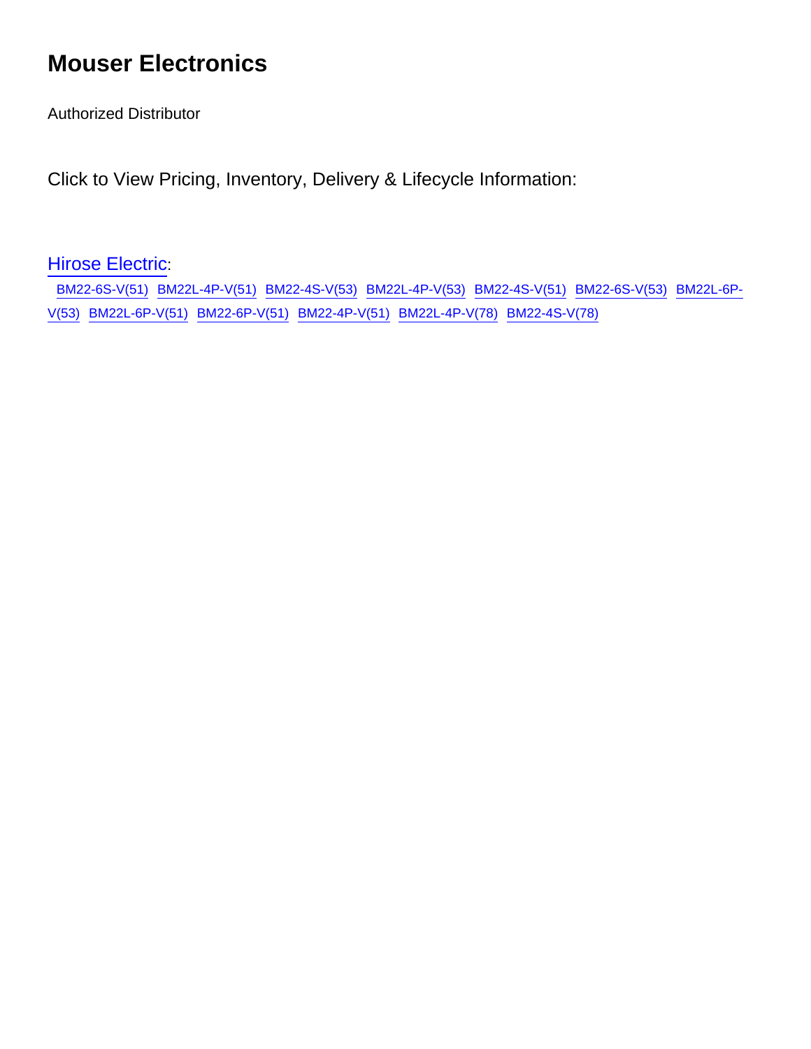# Mouser Electronics

Authorized Distributor

Click to View Pricing, Inventory, Delivery & Lifecycle Information:

Hirose Electric:

BM22-6S-V(51) BM22L-4P-V(51) BM22-4S-V(53) BM22L-4P-V(53) BM22-4S-V(51) BM22-6S-V(53) BM22L-6P-V(53) BM22L-6P-V(51) BM22-6P-V(51) BM22-4P-V(51) BM22L-4P-V(78) BM22-4S-V(78)